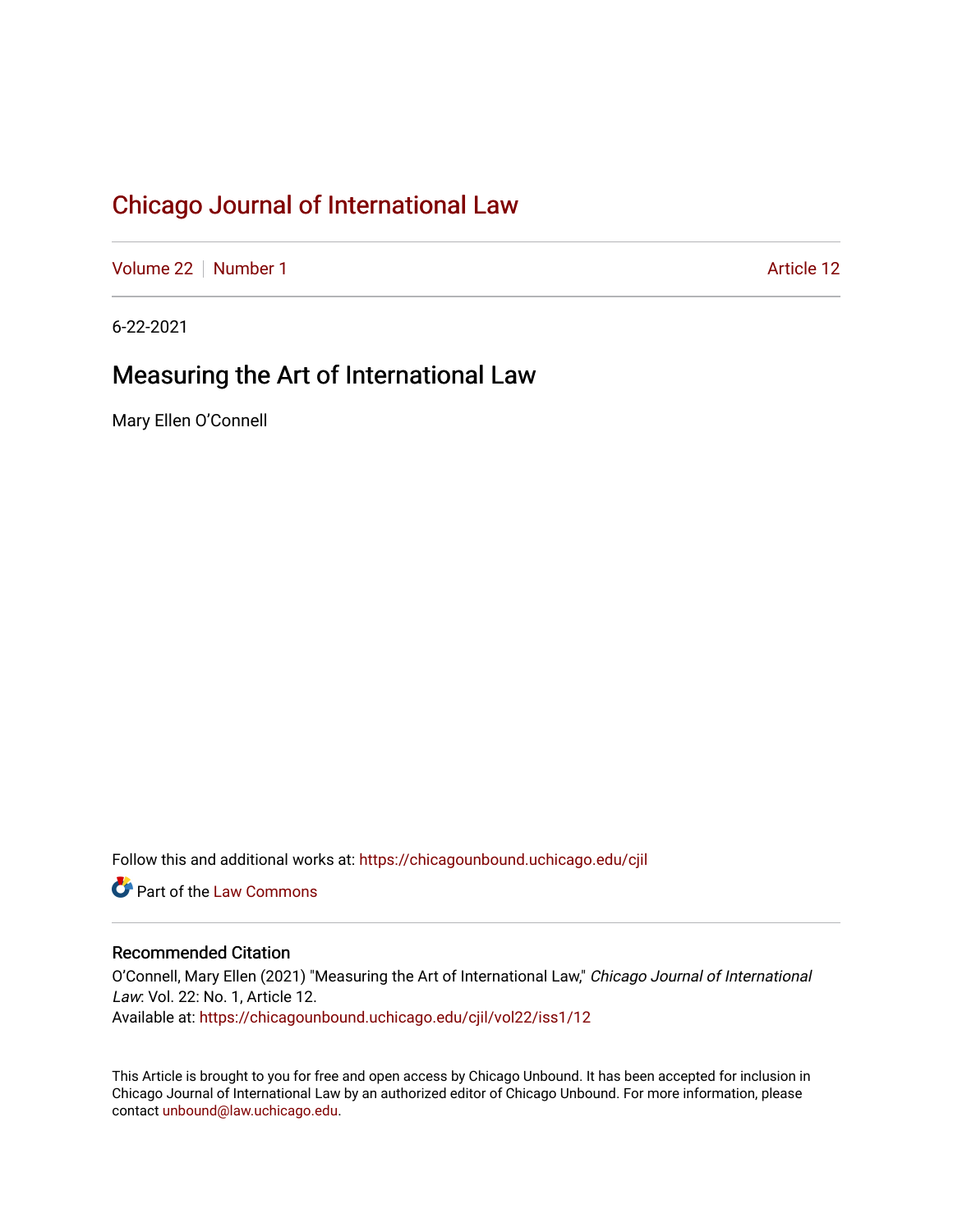# Chicago Journal of International Law

Volume 22 | Number 1 Article 12

6-22-2021

## Measuring the Art of International Law

Mary Ellen O'Connell

Follow this and additional works at: https://chicagounbound.uchicago.edu/cjil

Part of the Law Commons

### Recommended Citation

O'Connell, Mary Ellen (2021) "Measuring the Art of International Law," *Chicago Journal of International Law*: Vol. 22: No. 1, Article 12.
Available at: https://chicagounbound.uchicago.edu/cjil/vol22/iss1/12

This Article is brought to you for free and open access by Chicago Unbound. It has been accepted for inclusion in Chicago Journal of International Law by an authorized editor of Chicago Unbound. For more information, please contact unbound@law.uchicago.edu.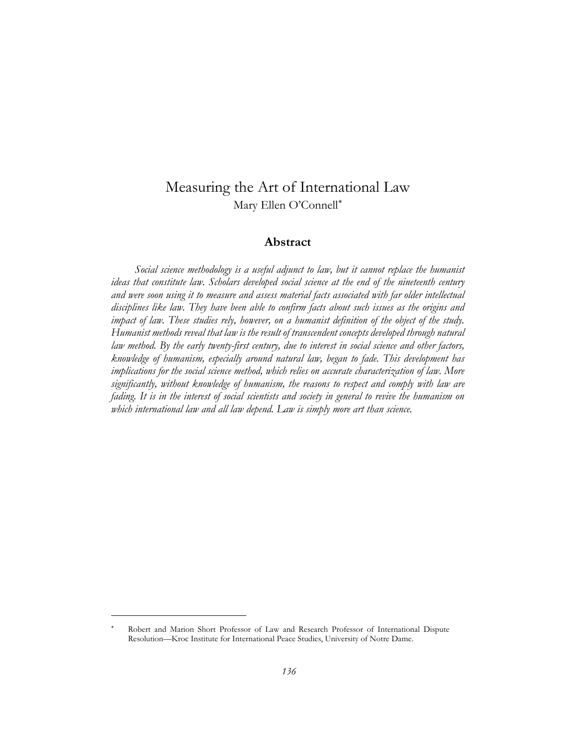# Measuring the Art of International Law

Mary Ellen O'Connell*

## Abstract

*Social science methodology is a useful adjunct to law, but it cannot replace the humanist ideas that constitute law. Scholars developed social science at the end of the nineteenth century and were soon using it to measure and assess material facts associated with far older intellectual disciplines like law. They have been able to confirm facts about such issues as the origins and impact of law. These studies rely, however, on a humanist definition of the object of the study. Humanist methods reveal that law is the result of transcendent concepts developed through natural law method. By the early twenty-first century, due to interest in social science and other factors, knowledge of humanism, especially around natural law, began to fade. This development has implications for the social science method, which relies on accurate characterization of law. More significantly, without knowledge of humanism, the reasons to respect and comply with law are fading. It is in the interest of social scientists and society in general to revive the humanism on which international law and all law depend. Law is simply more art than science.*

---

\* Robert and Marion Short Professor of Law and Research Professor of International Dispute Resolution—Kroc Institute for International Peace Studies, University of Notre Dame.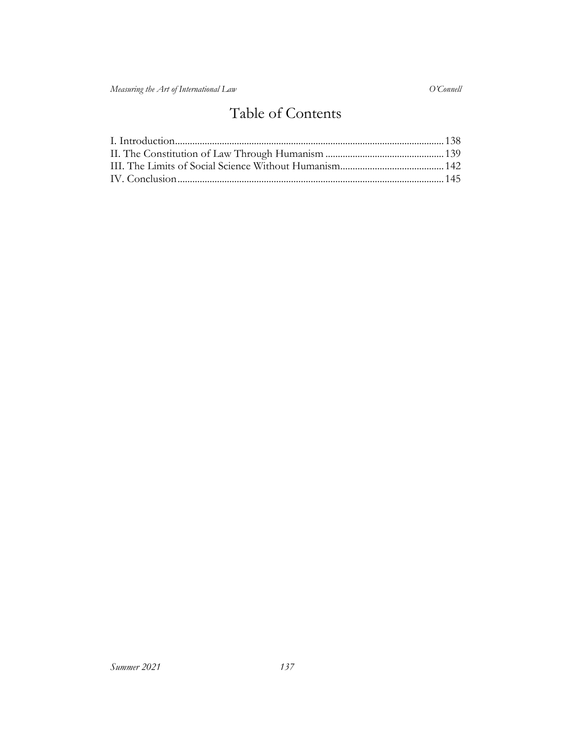# Table of Contents

I. Introduction ..... 138
II. The Constitution of Law Through Humanism ..... 139
III. The Limits of Social Science Without Humanism ..... 142
IV. Conclusion ..... 145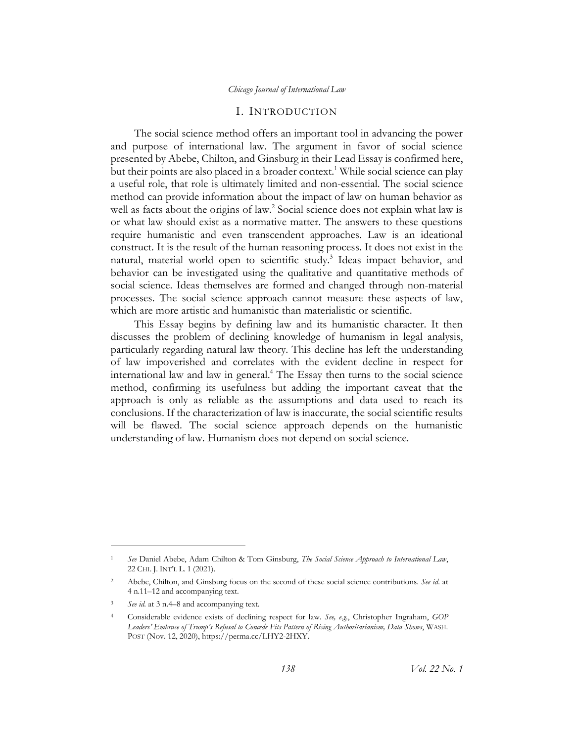## I. INTRODUCTION

The social science method offers an important tool in advancing the power and purpose of international law. The argument in favor of social science presented by Abebe, Chilton, and Ginsburg in their Lead Essay is confirmed here, but their points are also placed in a broader context.[1] While social science can play a useful role, that role is ultimately limited and non-essential. The social science method can provide information about the impact of law on human behavior as well as facts about the origins of law.[2] Social science does not explain what law is or what law should exist as a normative matter. The answers to these questions require humanistic and even transcendent approaches. Law is an ideational construct. It is the result of the human reasoning process. It does not exist in the natural, material world open to scientific study.[3] Ideas impact behavior, and behavior can be investigated using the qualitative and quantitative methods of social science. Ideas themselves are formed and changed through non-material processes. The social science approach cannot measure these aspects of law, which are more artistic and humanistic than materialistic or scientific.

This Essay begins by defining law and its humanistic character. It then discusses the problem of declining knowledge of humanism in legal analysis, particularly regarding natural law theory. This decline has left the understanding of law impoverished and correlates with the evident decline in respect for international law and law in general.[4] The Essay then turns to the social science method, confirming its usefulness but adding the important caveat that the approach is only as reliable as the assumptions and data used to reach its conclusions. If the characterization of law is inaccurate, the social scientific results will be flawed. The social science approach depends on the humanistic understanding of law. Humanism does not depend on social science.

---

[1] *See* Daniel Abebe, Adam Chilton & Tom Ginsburg, *The Social Science Approach to International Law*, 22 CHI. J. INT'L L. 1 (2021).

[2] Abebe, Chilton, and Ginsburg focus on the second of these social science contributions. *See id.* at 4 n.11–12 and accompanying text.

[3] *See id.* at 3 n.4–8 and accompanying text.

[4] Considerable evidence exists of declining respect for law. *See, e.g.*, Christopher Ingraham, *GOP Leaders' Embrace of Trump's Refusal to Concede Fits Pattern of Rising Authoritarianism, Data Shows*, WASH. POST (Nov. 12, 2020), https://perma.cc/LHY2-2HXY.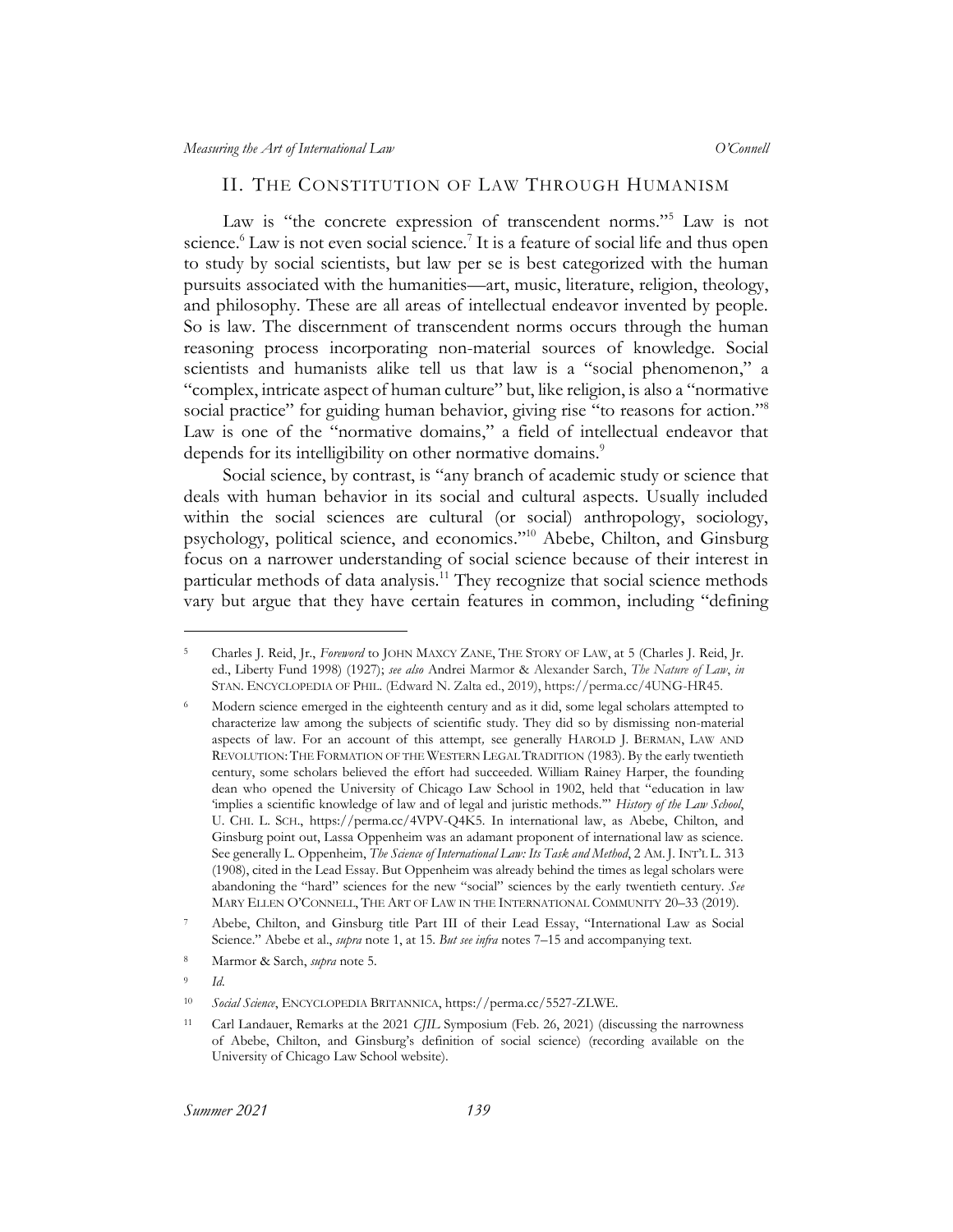## II. The Constitution of Law Through Humanism

Law is "the concrete expression of transcendent norms."[5] Law is not science.[6] Law is not even social science.[7] It is a feature of social life and thus open to study by social scientists, but law per se is best categorized with the human pursuits associated with the humanities—art, music, literature, religion, theology, and philosophy. These are all areas of intellectual endeavor invented by people. So is law. The discernment of transcendent norms occurs through the human reasoning process incorporating non-material sources of knowledge. Social scientists and humanists alike tell us that law is a "social phenomenon," a "complex, intricate aspect of human culture" but, like religion, is also a "normative social practice" for guiding human behavior, giving rise "to reasons for action."[8] Law is one of the "normative domains," a field of intellectual endeavor that depends for its intelligibility on other normative domains.[9]

Social science, by contrast, is "any branch of academic study or science that deals with human behavior in its social and cultural aspects. Usually included within the social sciences are cultural (or social) anthropology, sociology, psychology, political science, and economics."[10] Abebe, Chilton, and Ginsburg focus on a narrower understanding of social science because of their interest in particular methods of data analysis.[11] They recognize that social science methods vary but argue that they have certain features in common, including "defining

---

[5] Charles J. Reid, Jr., *Foreword* to JOHN MAXCY ZANE, THE STORY OF LAW, at 5 (Charles J. Reid, Jr. ed., Liberty Fund 1998) (1927); *see also* Andrei Marmor & Alexander Sarch, *The Nature of Law*, *in* STAN. ENCYCLOPEDIA OF PHIL. (Edward N. Zalta ed., 2019), https://perma.cc/4UNG-HR45.

[6] Modern science emerged in the eighteenth century and as it did, some legal scholars attempted to characterize law among the subjects of scientific study. They did so by dismissing non-material aspects of law. For an account of this attempt, see generally HAROLD J. BERMAN, LAW AND REVOLUTION: THE FORMATION OF THE WESTERN LEGAL TRADITION (1983). By the early twentieth century, some scholars believed the effort had succeeded. William Rainey Harper, the founding dean who opened the University of Chicago Law School in 1902, held that "education in law 'implies a scientific knowledge of law and of legal and juristic methods.'" *History of the Law School*, U. CHI. L. SCH., https://perma.cc/4VPV-Q4K5. In international law, as Abebe, Chilton, and Ginsburg point out, Lassa Oppenheim was an adamant proponent of international law as science. See generally L. Oppenheim, *The Science of International Law: Its Task and Method*, 2 AM. J. INT'L L. 313 (1908), cited in the Lead Essay. But Oppenheim was already behind the times as legal scholars were abandoning the "hard" sciences for the new "social" sciences by the early twentieth century. *See* MARY ELLEN O'CONNELL, THE ART OF LAW IN THE INTERNATIONAL COMMUNITY 20–33 (2019).

[7] Abebe, Chilton, and Ginsburg title Part III of their Lead Essay, "International Law as Social Science." Abebe et al., *supra* note 1, at 15. *But see infra* notes 7–15 and accompanying text.

[8] Marmor & Sarch, *supra* note 5.

[9] *Id.*

[10] *Social Science*, ENCYCLOPEDIA BRITANNICA, https://perma.cc/5527-ZLWE.

[11] Carl Landauer, Remarks at the 2021 *CJIL* Symposium (Feb. 26, 2021) (discussing the narrowness of Abebe, Chilton, and Ginsburg's definition of social science) (recording available on the University of Chicago Law School website).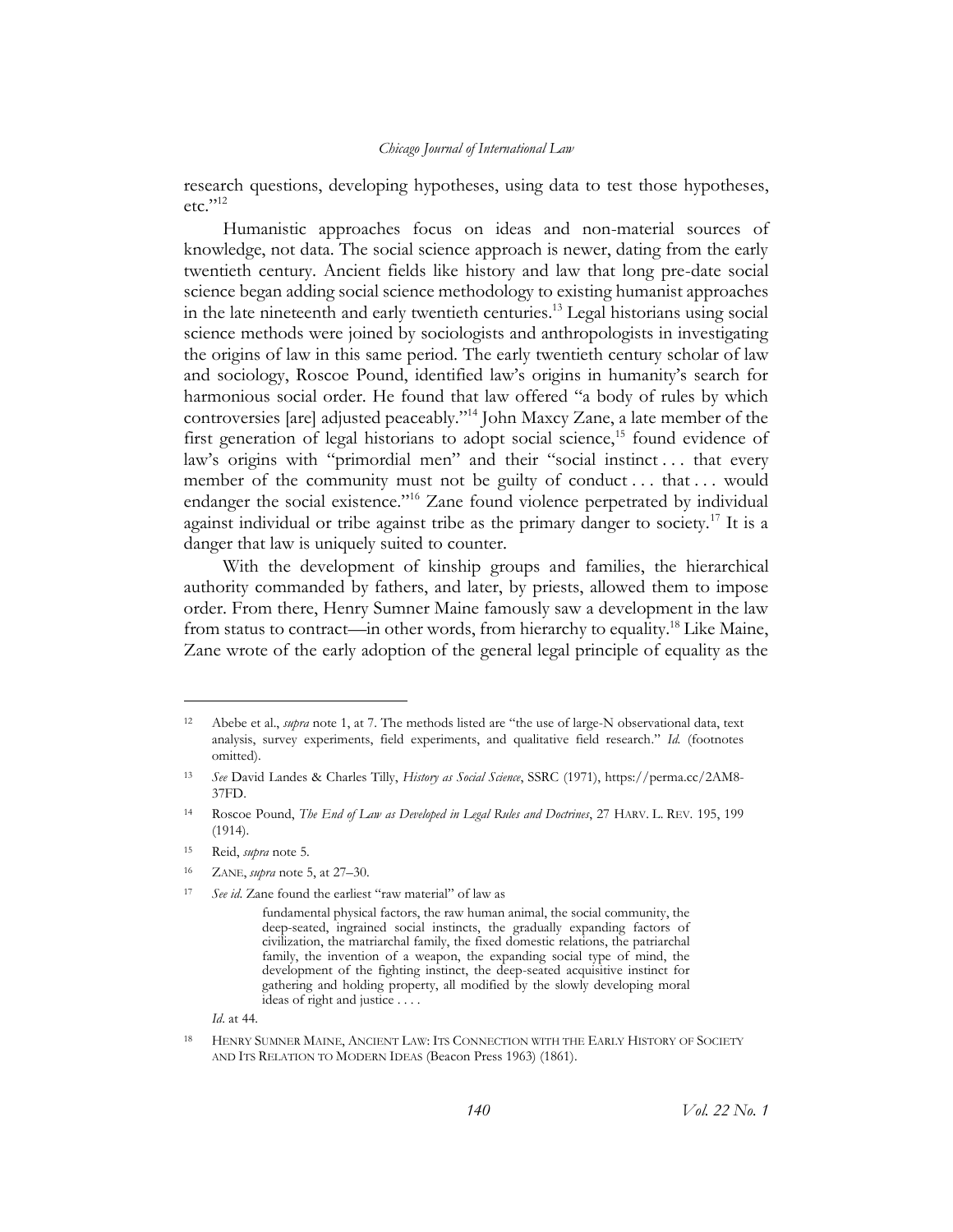research questions, developing hypotheses, using data to test those hypotheses, etc."[12]

Humanistic approaches focus on ideas and non-material sources of knowledge, not data. The social science approach is newer, dating from the early twentieth century. Ancient fields like history and law that long pre-date social science began adding social science methodology to existing humanist approaches in the late nineteenth and early twentieth centuries.[13] Legal historians using social science methods were joined by sociologists and anthropologists in investigating the origins of law in this same period. The early twentieth century scholar of law and sociology, Roscoe Pound, identified law's origins in humanity's search for harmonious social order. He found that law offered "a body of rules by which controversies [are] adjusted peaceably."[14] John Maxcy Zane, a late member of the first generation of legal historians to adopt social science,[15] found evidence of law's origins with "primordial men" and their "social instinct . . . that every member of the community must not be guilty of conduct . . . that . . . would endanger the social existence."[16] Zane found violence perpetrated by individual against individual or tribe against tribe as the primary danger to society.[17] It is a danger that law is uniquely suited to counter.

With the development of kinship groups and families, the hierarchical authority commanded by fathers, and later, by priests, allowed them to impose order. From there, Henry Sumner Maine famously saw a development in the law from status to contract—in other words, from hierarchy to equality.[18] Like Maine, Zane wrote of the early adoption of the general legal principle of equality as the

---

12 Abebe et al., *supra* note 1, at 7. The methods listed are "the use of large-N observational data, text analysis, survey experiments, field experiments, and qualitative field research." *Id.* (footnotes omitted).

13 *See* David Landes & Charles Tilly, *History as Social Science*, SSRC (1971), https://perma.cc/2AM8-37FD.

14 Roscoe Pound, *The End of Law as Developed in Legal Rules and Doctrines*, 27 HARV. L. REV. 195, 199 (1914).

15 Reid, *supra* note 5.

16 ZANE, *supra* note 5, at 27–30.

17 *See id*. Zane found the earliest "raw material" of law as

> fundamental physical factors, the raw human animal, the social community, the deep-seated, ingrained social instincts, the gradually expanding factors of civilization, the matriarchal family, the fixed domestic relations, the patriarchal family, the invention of a weapon, the expanding social type of mind, the development of the fighting instinct, the deep-seated acquisitive instinct for gathering and holding property, all modified by the slowly developing moral ideas of right and justice . . . .

*Id*. at 44.

18 HENRY SUMNER MAINE, ANCIENT LAW: ITS CONNECTION WITH THE EARLY HISTORY OF SOCIETY AND ITS RELATION TO MODERN IDEAS (Beacon Press 1963) (1861).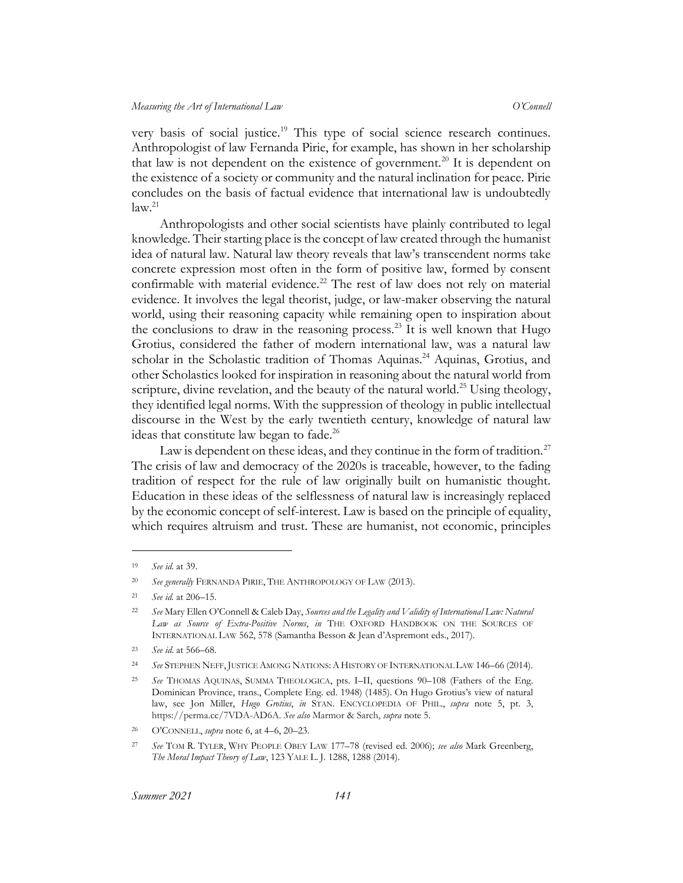very basis of social justice.[19] This type of social science research continues. Anthropologist of law Fernanda Pirie, for example, has shown in her scholarship that law is not dependent on the existence of government.[20] It is dependent on the existence of a society or community and the natural inclination for peace. Pirie concludes on the basis of factual evidence that international law is undoubtedly law.[21]

Anthropologists and other social scientists have plainly contributed to legal knowledge. Their starting place is the concept of law created through the humanist idea of natural law. Natural law theory reveals that law's transcendent norms take concrete expression most often in the form of positive law, formed by consent confirmable with material evidence.[22] The rest of law does not rely on material evidence. It involves the legal theorist, judge, or law-maker observing the natural world, using their reasoning capacity while remaining open to inspiration about the conclusions to draw in the reasoning process.[23] It is well known that Hugo Grotius, considered the father of modern international law, was a natural law scholar in the Scholastic tradition of Thomas Aquinas.[24] Aquinas, Grotius, and other Scholastics looked for inspiration in reasoning about the natural world from scripture, divine revelation, and the beauty of the natural world.[25] Using theology, they identified legal norms. With the suppression of theology in public intellectual discourse in the West by the early twentieth century, knowledge of natural law ideas that constitute law began to fade.[26]

Law is dependent on these ideas, and they continue in the form of tradition.[27] The crisis of law and democracy of the 2020s is traceable, however, to the fading tradition of respect for the rule of law originally built on humanistic thought. Education in these ideas of the selflessness of natural law is increasingly replaced by the economic concept of self-interest. Law is based on the principle of equality, which requires altruism and trust. These are humanist, not economic, principles

---

19 *See id.* at 39.

20 *See generally* FERNANDA PIRIE, THE ANTHROPOLOGY OF LAW (2013).

21 *See id.* at 206–15.

22 *See* Mary Ellen O'Connell & Caleb Day, *Sources and the Legality and Validity of International Law: Natural Law as Source of Extra-Positive Norms*, *in* THE OXFORD HANDBOOK ON THE SOURCES OF INTERNATIONAL LAW 562, 578 (Samantha Besson & Jean d'Aspremont eds., 2017).

23 *See id.* at 566–68.

24 *See* STEPHEN NEFF, JUSTICE AMONG NATIONS: A HISTORY OF INTERNATIONAL LAW 146–66 (2014).

25 *See* THOMAS AQUINAS, SUMMA THEOLOGICA, pts. I–II, questions 90–108 (Fathers of the Eng. Dominican Province, trans., Complete Eng. ed. 1948) (1485). On Hugo Grotius's view of natural law, see Jon Miller, *Hugo Grotius*, *in* STAN. ENCYCLOPEDIA OF PHIL., *supra* note 5, pt. 3, https://perma.cc/7VDA-AD6A. *See also* Marmor & Sarch, *supra* note 5.

26 O'CONNELL, *supra* note 6, at 4–6, 20–23.

27 *See* TOM R. TYLER, WHY PEOPLE OBEY LAW 177–78 (revised ed. 2006); *see also* Mark Greenberg, *The Moral Impact Theory of Law*, 123 YALE L. J. 1288, 1288 (2014).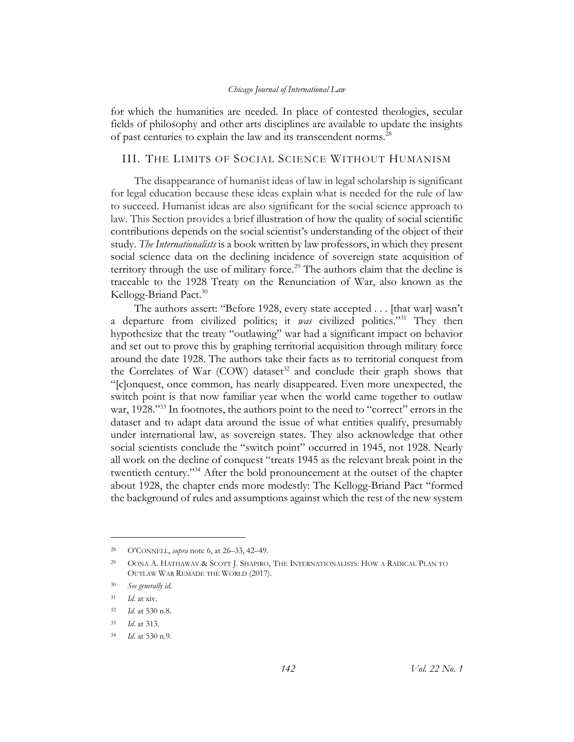for which the humanities are needed. In place of contested theologies, secular fields of philosophy and other arts disciplines are available to update the insights of past centuries to explain the law and its transcendent norms.[28]

## III. The Limits of Social Science Without Humanism

The disappearance of humanist ideas of law in legal scholarship is significant for legal education because these ideas explain what is needed for the rule of law to succeed. Humanist ideas are also significant for the social science approach to law. This Section provides a brief illustration of how the quality of social scientific contributions depends on the social scientist's understanding of the object of their study. *The Internationalists* is a book written by law professors, in which they present social science data on the declining incidence of sovereign state acquisition of territory through the use of military force.[29] The authors claim that the decline is traceable to the 1928 Treaty on the Renunciation of War, also known as the Kellogg-Briand Pact.[30]

The authors assert: "Before 1928, every state accepted . . . [that war] wasn't a departure from civilized politics; it *was* civilized politics."[31] They then hypothesize that the treaty "outlawing" war had a significant impact on behavior and set out to prove this by graphing territorial acquisition through military force around the date 1928. The authors take their facts as to territorial conquest from the Correlates of War (COW) dataset[32] and conclude their graph shows that "[c]onquest, once common, has nearly disappeared. Even more unexpected, the switch point is that now familiar year when the world came together to outlaw war, 1928."[33] In footnotes, the authors point to the need to "correct" errors in the dataset and to adapt data around the issue of what entities qualify, presumably under international law, as sovereign states. They also acknowledge that other social scientists conclude the "switch point" occurred in 1945, not 1928. Nearly all work on the decline of conquest "treats 1945 as the relevant break point in the twentieth century."[34] After the bold pronouncement at the outset of the chapter about 1928, the chapter ends more modestly: The Kellogg-Briand Pact "formed the background of rules and assumptions against which the rest of the new system

---

[28] O'Connell, *supra* note 6, at 26–33, 42–49.

[29] Oona A. Hathaway & Scott J. Shapiro, The Internationalists: How a Radical Plan to Outlaw War Remade the World (2017).

[30] *See generally id.*

[31] *Id.* at xiv.

[32] *Id.* at 530 n.8.

[33] *Id.* at 313.

[34] *Id.* at 530 n.9.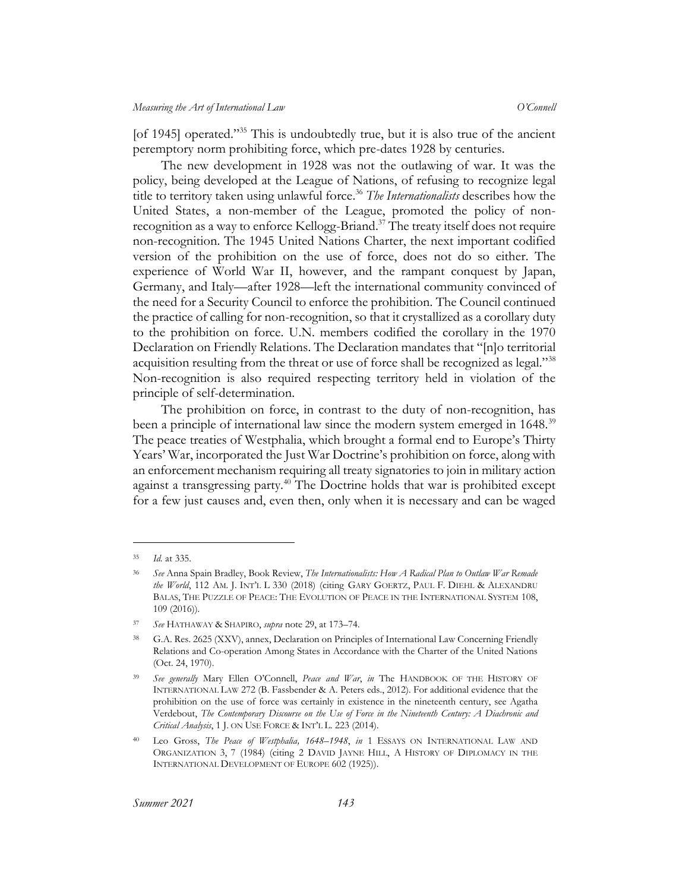[of 1945] operated."[35] This is undoubtedly true, but it is also true of the ancient peremptory norm prohibiting force, which pre-dates 1928 by centuries.

The new development in 1928 was not the outlawing of war. It was the policy, being developed at the League of Nations, of refusing to recognize legal title to territory taken using unlawful force.[36] *The Internationalists* describes how the United States, a non-member of the League, promoted the policy of non-recognition as a way to enforce Kellogg-Briand.[37] The treaty itself does not require non-recognition. The 1945 United Nations Charter, the next important codified version of the prohibition on the use of force, does not do so either. The experience of World War II, however, and the rampant conquest by Japan, Germany, and Italy—after 1928—left the international community convinced of the need for a Security Council to enforce the prohibition. The Council continued the practice of calling for non-recognition, so that it crystallized as a corollary duty to the prohibition on force. U.N. members codified the corollary in the 1970 Declaration on Friendly Relations. The Declaration mandates that "[n]o territorial acquisition resulting from the threat or use of force shall be recognized as legal."[38] Non-recognition is also required respecting territory held in violation of the principle of self-determination.

The prohibition on force, in contrast to the duty of non-recognition, has been a principle of international law since the modern system emerged in 1648.[39] The peace treaties of Westphalia, which brought a formal end to Europe's Thirty Years' War, incorporated the Just War Doctrine's prohibition on force, along with an enforcement mechanism requiring all treaty signatories to join in military action against a transgressing party.[40] The Doctrine holds that war is prohibited except for a few just causes and, even then, only when it is necessary and can be waged

---

[35] *Id.* at 335.

[36] *See* Anna Spain Bradley, Book Review, *The Internationalists: How A Radical Plan to Outlaw War Remade the World*, 112 AM. J. INT'L L 330 (2018) (citing GARY GOERTZ, PAUL F. DIEHL & ALEXANDRU BALAS, THE PUZZLE OF PEACE: THE EVOLUTION OF PEACE IN THE INTERNATIONAL SYSTEM 108, 109 (2016)).

[37] *See* HATHAWAY & SHAPIRO, *supra* note 29, at 173–74.

[38] G.A. Res. 2625 (XXV), annex, Declaration on Principles of International Law Concerning Friendly Relations and Co-operation Among States in Accordance with the Charter of the United Nations (Oct. 24, 1970).

[39] *See generally* Mary Ellen O'Connell, *Peace and War*, *in* The HANDBOOK OF THE HISTORY OF INTERNATIONAL LAW 272 (B. Fassbender & A. Peters eds., 2012). For additional evidence that the prohibition on the use of force was certainly in existence in the nineteenth century, see Agatha Verdebout, *The Contemporary Discourse on the Use of Force in the Nineteenth Century: A Diachronic and Critical Analysis*, 1 J. ON USE FORCE & INT'L L. 223 (2014).

[40] Leo Gross, *The Peace of Westphalia, 1648–1948*, *in* 1 ESSAYS ON INTERNATIONAL LAW AND ORGANIZATION 3, 7 (1984) (citing 2 DAVID JAYNE HILL, A HISTORY OF DIPLOMACY IN THE INTERNATIONAL DEVELOPMENT OF EUROPE 602 (1925)).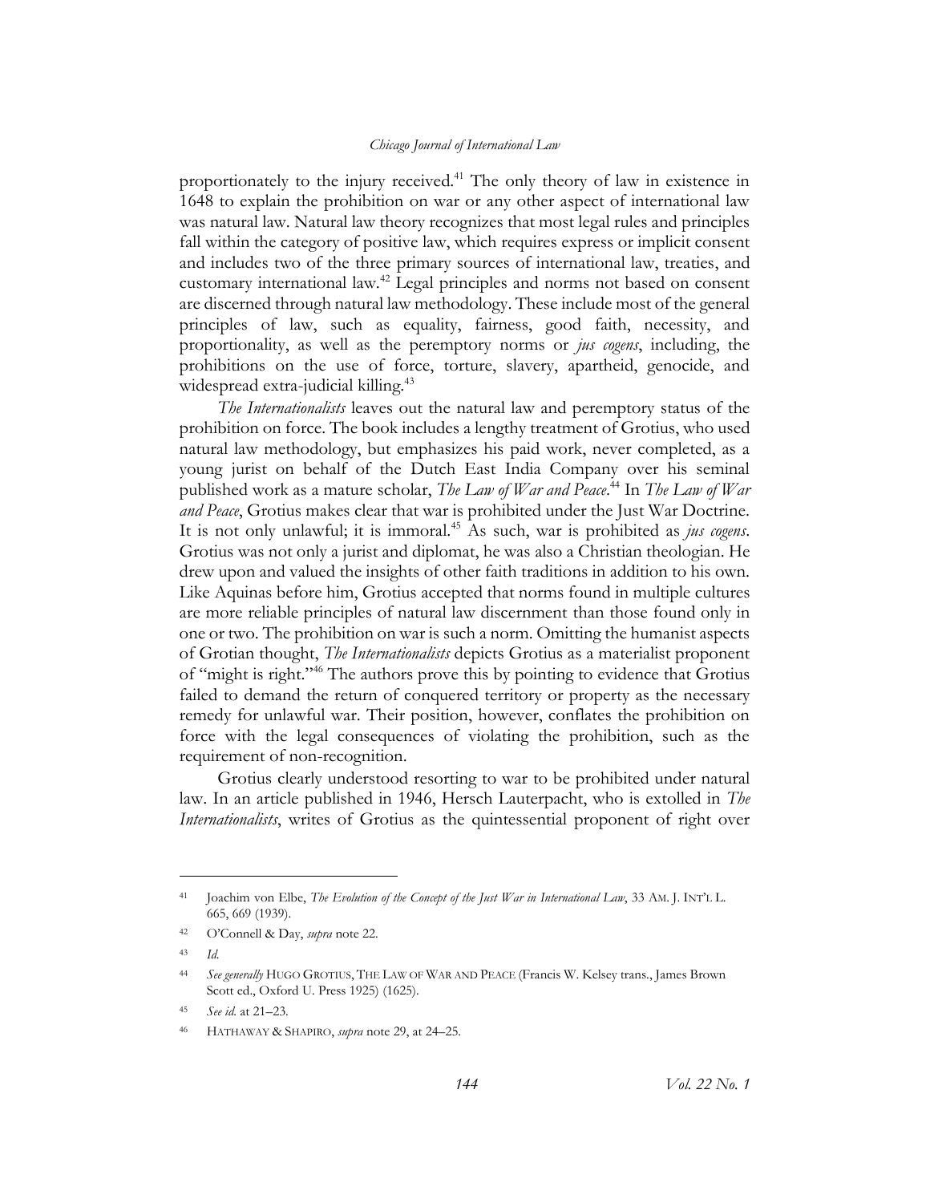proportionately to the injury received.[41] The only theory of law in existence in 1648 to explain the prohibition on war or any other aspect of international law was natural law. Natural law theory recognizes that most legal rules and principles fall within the category of positive law, which requires express or implicit consent and includes two of the three primary sources of international law, treaties, and customary international law.[42] Legal principles and norms not based on consent are discerned through natural law methodology. These include most of the general principles of law, such as equality, fairness, good faith, necessity, and proportionality, as well as the peremptory norms or *jus cogens*, including, the prohibitions on the use of force, torture, slavery, apartheid, genocide, and widespread extra-judicial killing.[43]

*The Internationalists* leaves out the natural law and peremptory status of the prohibition on force. The book includes a lengthy treatment of Grotius, who used natural law methodology, but emphasizes his paid work, never completed, as a young jurist on behalf of the Dutch East India Company over his seminal published work as a mature scholar, *The Law of War and Peace*.[44] In *The Law of War and Peace*, Grotius makes clear that war is prohibited under the Just War Doctrine. It is not only unlawful; it is immoral.[45] As such, war is prohibited as *jus cogens*. Grotius was not only a jurist and diplomat, he was also a Christian theologian. He drew upon and valued the insights of other faith traditions in addition to his own. Like Aquinas before him, Grotius accepted that norms found in multiple cultures are more reliable principles of natural law discernment than those found only in one or two. The prohibition on war is such a norm. Omitting the humanist aspects of Grotian thought, *The Internationalists* depicts Grotius as a materialist proponent of "might is right."[46] The authors prove this by pointing to evidence that Grotius failed to demand the return of conquered territory or property as the necessary remedy for unlawful war. Their position, however, conflates the prohibition on force with the legal consequences of violating the prohibition, such as the requirement of non-recognition.

Grotius clearly understood resorting to war to be prohibited under natural law. In an article published in 1946, Hersch Lauterpacht, who is extolled in *The Internationalists*, writes of Grotius as the quintessential proponent of right over

---

[41] Joachim von Elbe, *The Evolution of the Concept of the Just War in International Law*, 33 AM. J. INT'L L. 665, 669 (1939).

[42] O'Connell & Day, *supra* note 22.

[43] *Id.*

[44] *See generally* HUGO GROTIUS, THE LAW OF WAR AND PEACE (Francis W. Kelsey trans., James Brown Scott ed., Oxford U. Press 1925) (1625).

[45] *See id.* at 21–23.

[46] HATHAWAY & SHAPIRO, *supra* note 29, at 24–25.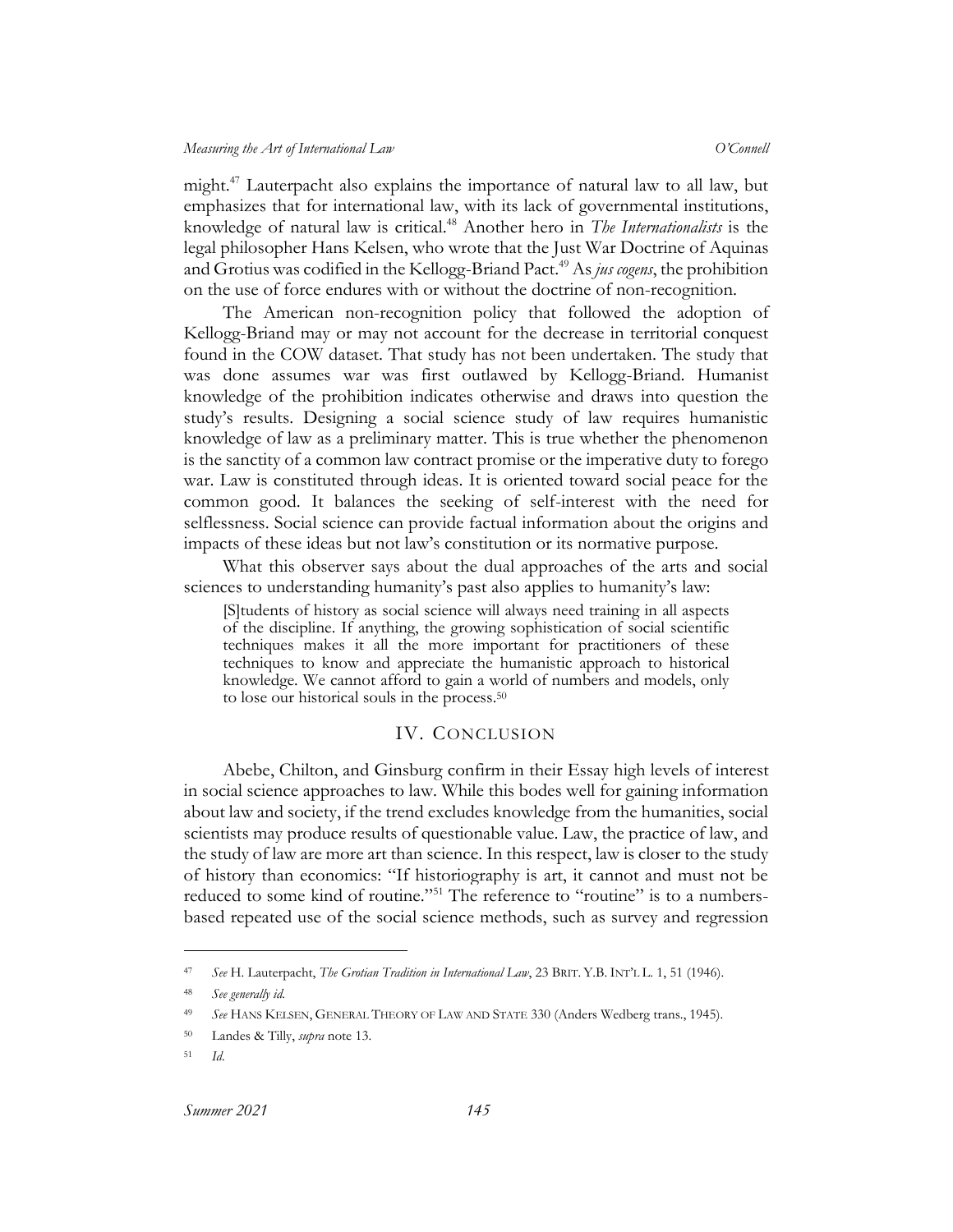might.[47] Lauterpacht also explains the importance of natural law to all law, but emphasizes that for international law, with its lack of governmental institutions, knowledge of natural law is critical.[48] Another hero in *The Internationalists* is the legal philosopher Hans Kelsen, who wrote that the Just War Doctrine of Aquinas and Grotius was codified in the Kellogg-Briand Pact.[49] As *jus cogens*, the prohibition on the use of force endures with or without the doctrine of non-recognition.

The American non-recognition policy that followed the adoption of Kellogg-Briand may or may not account for the decrease in territorial conquest found in the COW dataset. That study has not been undertaken. The study that was done assumes war was first outlawed by Kellogg-Briand. Humanist knowledge of the prohibition indicates otherwise and draws into question the study's results. Designing a social science study of law requires humanistic knowledge of law as a preliminary matter. This is true whether the phenomenon is the sanctity of a common law contract promise or the imperative duty to forego war. Law is constituted through ideas. It is oriented toward social peace for the common good. It balances the seeking of self-interest with the need for selflessness. Social science can provide factual information about the origins and impacts of these ideas but not law's constitution or its normative purpose.

What this observer says about the dual approaches of the arts and social sciences to understanding humanity's past also applies to humanity's law:

> [S]tudents of history as social science will always need training in all aspects of the discipline. If anything, the growing sophistication of social scientific techniques makes it all the more important for practitioners of these techniques to know and appreciate the humanistic approach to historical knowledge. We cannot afford to gain a world of numbers and models, only to lose our historical souls in the process.[50]

## IV. Conclusion

Abebe, Chilton, and Ginsburg confirm in their Essay high levels of interest in social science approaches to law. While this bodes well for gaining information about law and society, if the trend excludes knowledge from the humanities, social scientists may produce results of questionable value. Law, the practice of law, and the study of law are more art than science. In this respect, law is closer to the study of history than economics: "If historiography is art, it cannot and must not be reduced to some kind of routine."[51] The reference to "routine" is to a numbers-based repeated use of the social science methods, such as survey and regression

---

[47] *See* H. Lauterpacht, *The Grotian Tradition in International Law*, 23 BRIT. Y.B. INT'L L. 1, 51 (1946).

[48] *See generally id.*

[49] *See* HANS KELSEN, GENERAL THEORY OF LAW AND STATE 330 (Anders Wedberg trans., 1945).

[50] Landes & Tilly, *supra* note 13.

[51] *Id.*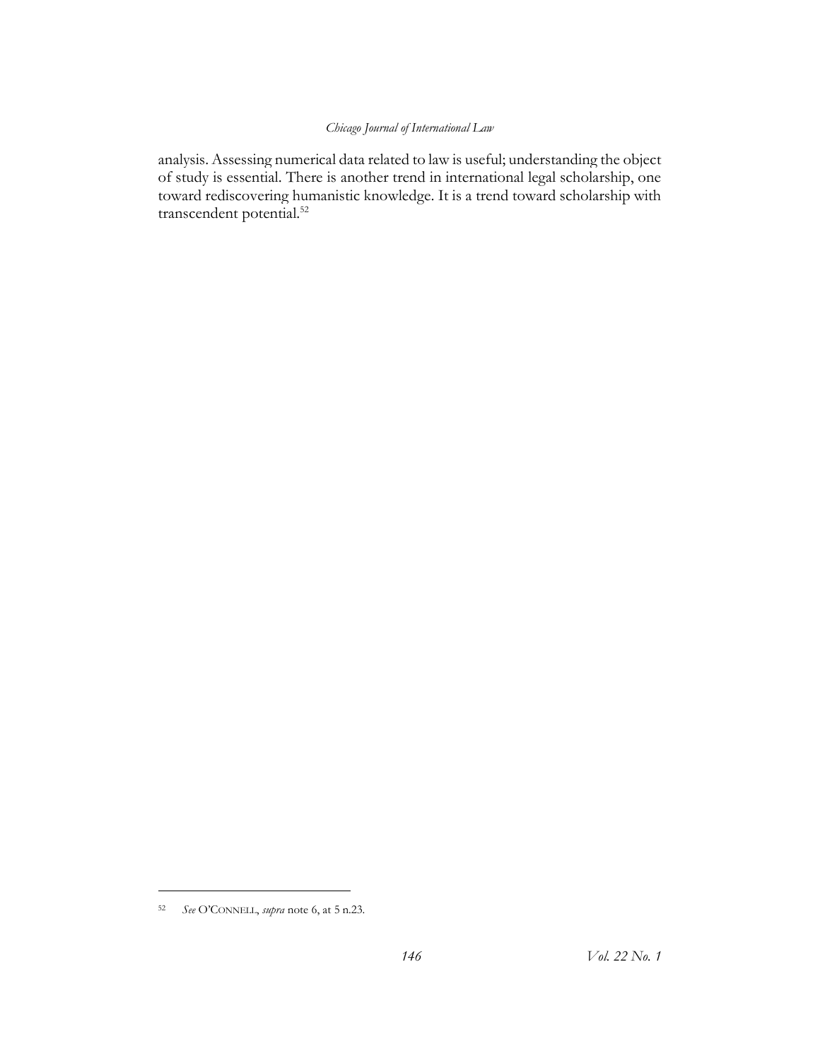analysis. Assessing numerical data related to law is useful; understanding the object of study is essential. There is another trend in international legal scholarship, one toward rediscovering humanistic knowledge. It is a trend toward scholarship with transcendent potential.[52]

---

[52] *See* O'CONNELL, *supra* note 6, at 5 n.23.